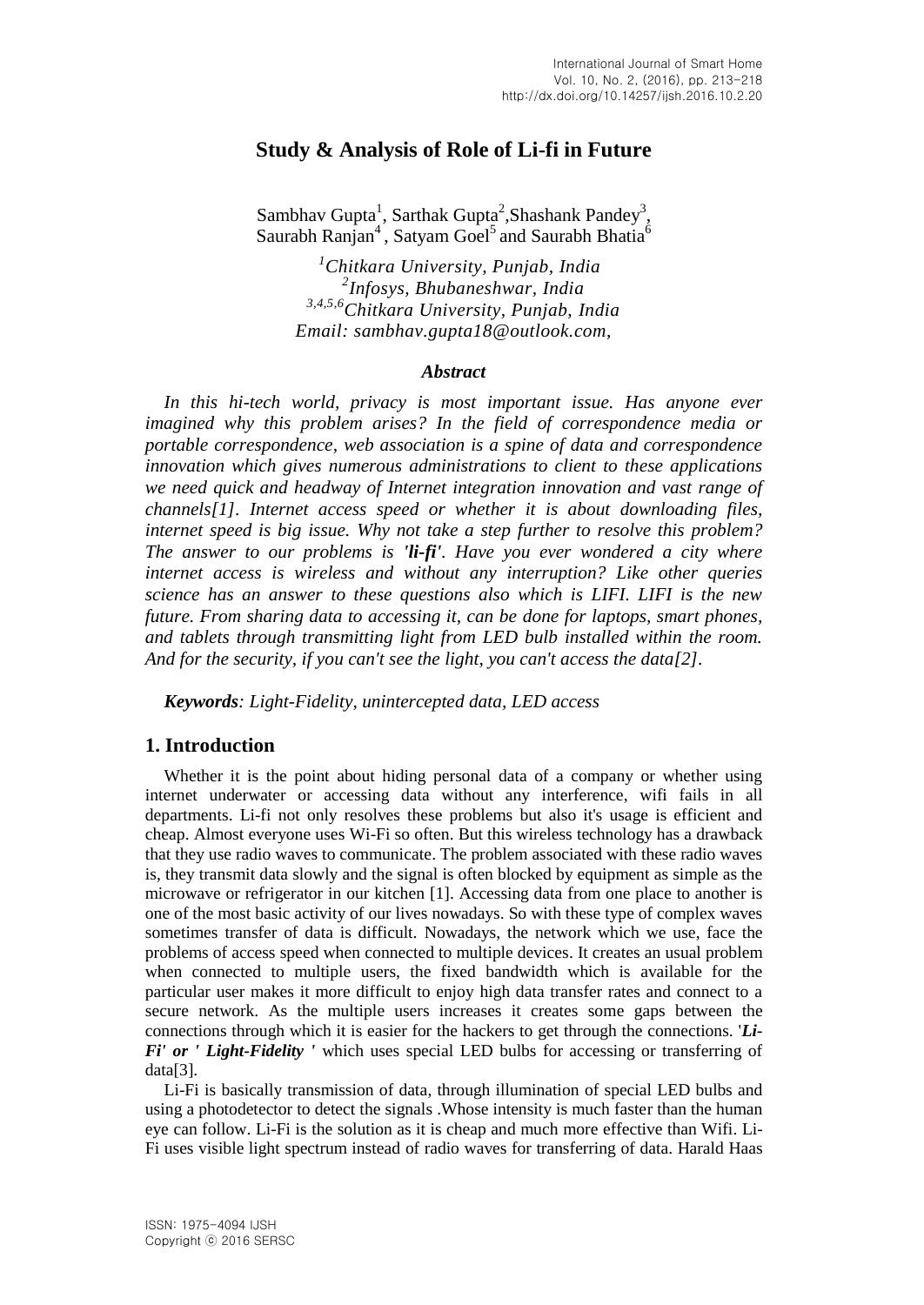# Study & Analysis of Role of Li-fi in Future

Sambhav Gupta[1], Sarthak Gupta[2], Shashank Pandey[3], Saurabh Ranjan[4], Satyam Goel[5] and Saurabh Bhatia[6]

*[1]Chitkara University, Punjab, India*
*[2]Infosys, Bhubaneshwar, India*
*[3,4,5,6]Chitkara University, Punjab, India*
*Email: sambhav.gupta18@outlook.com,*

### *Abstract*

*In this hi-tech world, privacy is most important issue. Has anyone ever imagined why this problem arises? In the field of correspondence media or portable correspondence, web association is a spine of data and correspondence innovation which gives numerous administrations to client to these applications we need quick and headway of Internet integration innovation and vast range of channels[1]. Internet access speed or whether it is about downloading files, internet speed is big issue. Why not take a step further to resolve this problem? The answer to our problems is '**li-fi**'. Have you ever wondered a city where internet access is wireless and without any interruption? Like other queries science has an answer to these questions also which is LIFI. LIFI is the new future. From sharing data to accessing it, can be done for laptops, smart phones, and tablets through transmitting light from LED bulb installed within the room. And for the security, if you can't see the light, you can't access the data[2].*

***Keywords**: Light-Fidelity, unintercepted data, LED access*

## 1. Introduction

Whether it is the point about hiding personal data of a company or whether using internet underwater or accessing data without any interference, wifi fails in all departments. Li-fi not only resolves these problems but also it's usage is efficient and cheap. Almost everyone uses Wi-Fi so often. But this wireless technology has a drawback that they use radio waves to communicate. The problem associated with these radio waves is, they transmit data slowly and the signal is often blocked by equipment as simple as the microwave or refrigerator in our kitchen [1]. Accessing data from one place to another is one of the most basic activity of our lives nowadays. So with these type of complex waves sometimes transfer of data is difficult. Nowadays, the network which we use, face the problems of access speed when connected to multiple devices. It creates an usual problem when connected to multiple users, the fixed bandwidth which is available for the particular user makes it more difficult to enjoy high data transfer rates and connect to a secure network. As the multiple users increases it creates some gaps between the connections through which it is easier for the hackers to get through the connections. '***Li-Fi' or ' Light-Fidelity '*** which uses special LED bulbs for accessing or transferring of data[3].

Li-Fi is basically transmission of data, through illumination of special LED bulbs and using a photodetector to detect the signals .Whose intensity is much faster than the human eye can follow. Li-Fi is the solution as it is cheap and much more effective than Wifi. Li-Fi uses visible light spectrum instead of radio waves for transferring of data. Harald Haas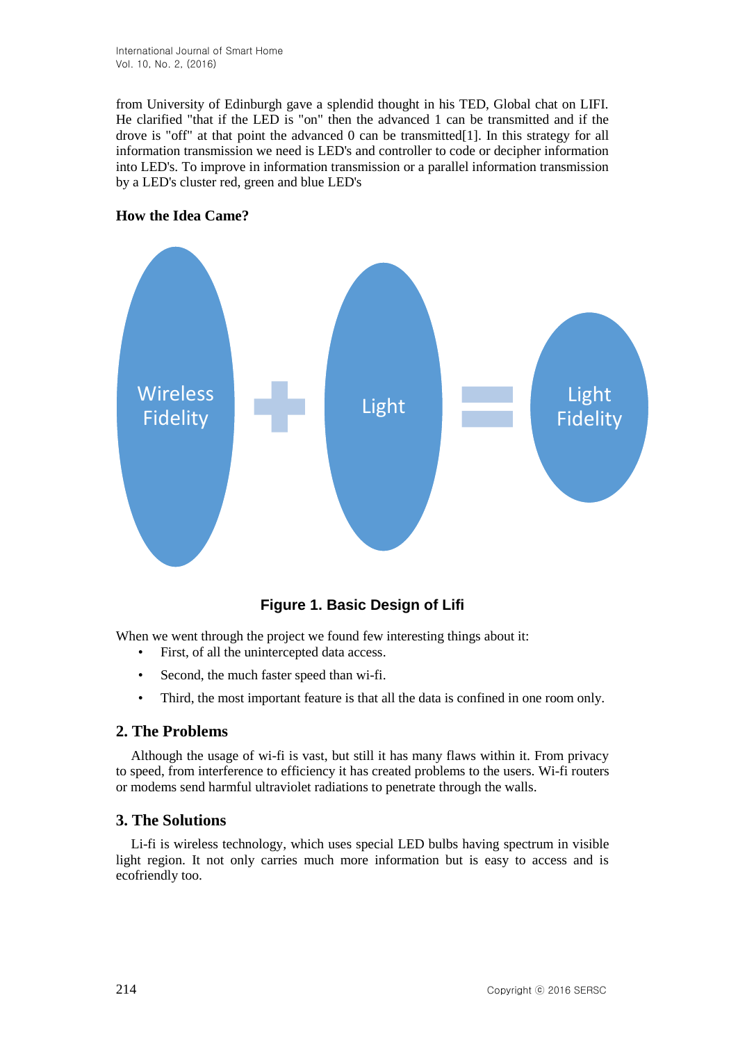from University of Edinburgh gave a splendid thought in his TED, Global chat on LIFI. He clarified "that if the LED is "on" then the advanced 1 can be transmitted and if the drove is "off" at that point the advanced 0 can be transmitted[1]. In this strategy for all information transmission we need is LED's and controller to code or decipher information into LED's. To improve in information transmission or a parallel information transmission by a LED's cluster red, green and blue LED's

**How the Idea Came?**

Wireless Fidelity + Light = Light Fidelity

**Figure 1. Basic Design of Lifi**

When we went through the project we found few interesting things about it:

- First, of all the unintercepted data access.
- Second, the much faster speed than wi-fi.
- Third, the most important feature is that all the data is confined in one room only.

## 2. The Problems

Although the usage of wi-fi is vast, but still it has many flaws within it. From privacy to speed, from interference to efficiency it has created problems to the users. Wi-fi routers or modems send harmful ultraviolet radiations to penetrate through the walls.

## 3. The Solutions

Li-fi is wireless technology, which uses special LED bulbs having spectrum in visible light region. It not only carries much more information but is easy to access and is ecofriendly too.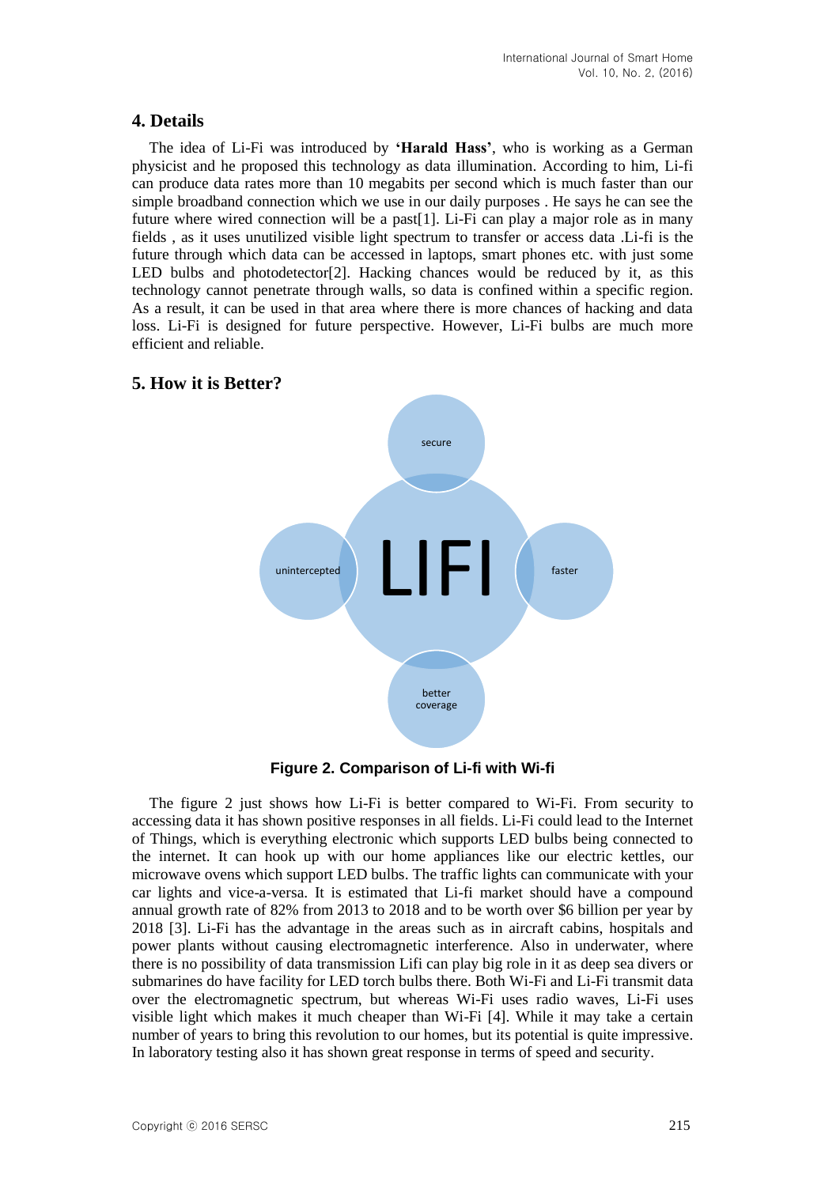## 4. Details

The idea of Li-Fi was introduced by **'Harald Hass'**, who is working as a German physicist and he proposed this technology as data illumination. According to him, Li-fi can produce data rates more than 10 megabits per second which is much faster than our simple broadband connection which we use in our daily purposes . He says he can see the future where wired connection will be a past[1]. Li-Fi can play a major role as in many fields , as it uses unutilized visible light spectrum to transfer or access data .Li-fi is the future through which data can be accessed in laptops, smart phones etc. with just some LED bulbs and photodetector[2]. Hacking chances would be reduced by it, as this technology cannot penetrate through walls, so data is confined within a specific region. As a result, it can be used in that area where there is more chances of hacking and data loss. Li-Fi is designed for future perspective. However, Li-Fi bulbs are much more efficient and reliable.

## 5. How it is Better?

secure

unintercepted

LIFI

faster

better coverage

**Figure 2. Comparison of Li-fi with Wi-fi**

The figure 2 just shows how Li-Fi is better compared to Wi-Fi. From security to accessing data it has shown positive responses in all fields. Li-Fi could lead to the Internet of Things, which is everything electronic which supports LED bulbs being connected to the internet. It can hook up with our home appliances like our electric kettles, our microwave ovens which support LED bulbs. The traffic lights can communicate with your car lights and vice-a-versa. It is estimated that Li-fi market should have a compound annual growth rate of 82% from 2013 to 2018 and to be worth over $6 billion per year by 2018 [3]. Li-Fi has the advantage in the areas such as in aircraft cabins, hospitals and power plants without causing electromagnetic interference. Also in underwater, where there is no possibility of data transmission Lifi can play big role in it as deep sea divers or submarines do have facility for LED torch bulbs there. Both Wi-Fi and Li-Fi transmit data over the electromagnetic spectrum, but whereas Wi-Fi uses radio waves, Li-Fi uses visible light which makes it much cheaper than Wi-Fi [4]. While it may take a certain number of years to bring this revolution to our homes, but its potential is quite impressive. In laboratory testing also it has shown great response in terms of speed and security.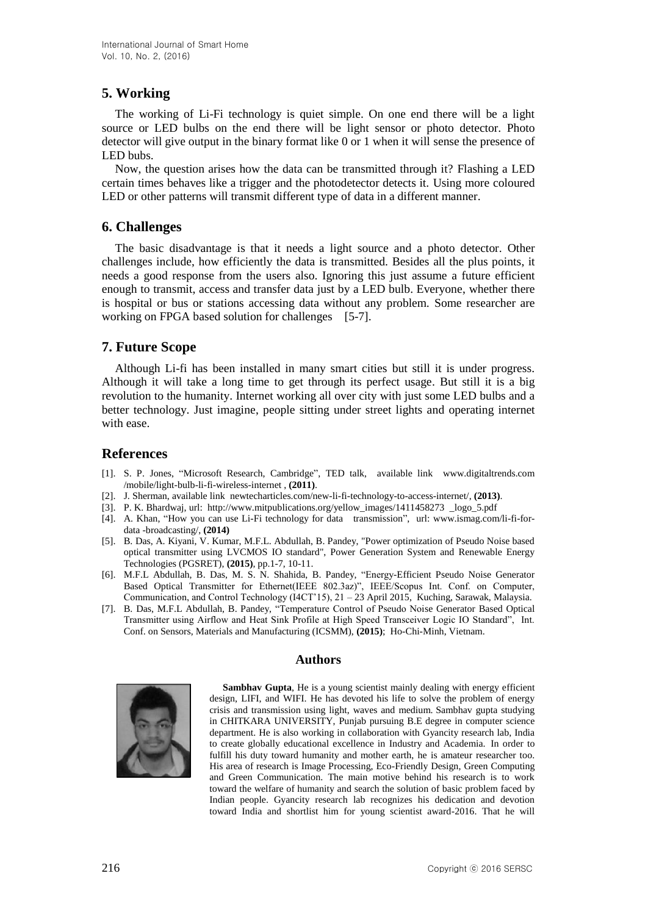## 5. Working

The working of Li-Fi technology is quiet simple. On one end there will be a light source or LED bulbs on the end there will be light sensor or photo detector. Photo detector will give output in the binary format like 0 or 1 when it will sense the presence of LED bubs.

Now, the question arises how the data can be transmitted through it? Flashing a LED certain times behaves like a trigger and the photodetector detects it. Using more coloured LED or other patterns will transmit different type of data in a different manner.

## 6. Challenges

The basic disadvantage is that it needs a light source and a photo detector. Other challenges include, how efficiently the data is transmitted. Besides all the plus points, it needs a good response from the users also. Ignoring this just assume a future efficient enough to transmit, access and transfer data just by a LED bulb. Everyone, whether there is hospital or bus or stations accessing data without any problem. Some researcher are working on FPGA based solution for challenges [5-7].

## 7. Future Scope

Although Li-fi has been installed in many smart cities but still it is under progress. Although it will take a long time to get through its perfect usage. But still it is a big revolution to the humanity. Internet working all over city with just some LED bulbs and a better technology. Just imagine, people sitting under street lights and operating internet with ease.

## References

[1]. S. P. Jones, "Microsoft Research, Cambridge", TED talk, available link www.digitaltrends.com /mobile/light-bulb-li-fi-wireless-internet , **(2011)**.

[2]. J. Sherman, available link newtecharticles.com/new-li-fi-technology-to-access-internet/, **(2013)**.

[3]. P. K. Bhardwaj, url: http://www.mitpublications.org/yellow_images/1411458273 _logo_5.pdf

[4]. A. Khan, "How you can use Li-Fi technology for data transmission", url: www.ismag.com/li-fi-for-data -broadcasting/, **(2014)**

[5]. B. Das, A. Kiyani, V. Kumar, M.F.L. Abdullah, B. Pandey, "Power optimization of Pseudo Noise based optical transmitter using LVCMOS IO standard", Power Generation System and Renewable Energy Technologies (PGSRET), **(2015)**, pp.1-7, 10-11.

[6]. M.F.L Abdullah, B. Das, M. S. N. Shahida, B. Pandey, "Energy-Efficient Pseudo Noise Generator Based Optical Transmitter for Ethernet(IEEE 802.3az)", IEEE/Scopus Int. Conf. on Computer, Communication, and Control Technology (I4CT'15), 21 – 23 April 2015, Kuching, Sarawak, Malaysia.

[7]. B. Das, M.F.L Abdullah, B. Pandey, "Temperature Control of Pseudo Noise Generator Based Optical Transmitter using Airflow and Heat Sink Profile at High Speed Transceiver Logic IO Standard", Int. Conf. on Sensors, Materials and Manufacturing (ICSMM), **(2015)**; Ho-Chi-Minh, Vietnam.

### Authors

**Sambhav Gupta**, He is a young scientist mainly dealing with energy efficient design, LIFI, and WIFI. He has devoted his life to solve the problem of energy crisis and transmission using light, waves and medium. Sambhav gupta studying in CHITKARA UNIVERSITY, Punjab pursuing B.E degree in computer science department. He is also working in collaboration with Gyancity research lab, India to create globally educational excellence in Industry and Academia. In order to fulfill his duty toward humanity and mother earth, he is amateur researcher too. His area of research is Image Processing, Eco-Friendly Design, Green Computing and Green Communication. The main motive behind his research is to work toward the welfare of humanity and search the solution of basic problem faced by Indian people. Gyancity research lab recognizes his dedication and devotion toward India and shortlist him for young scientist award-2016. That he will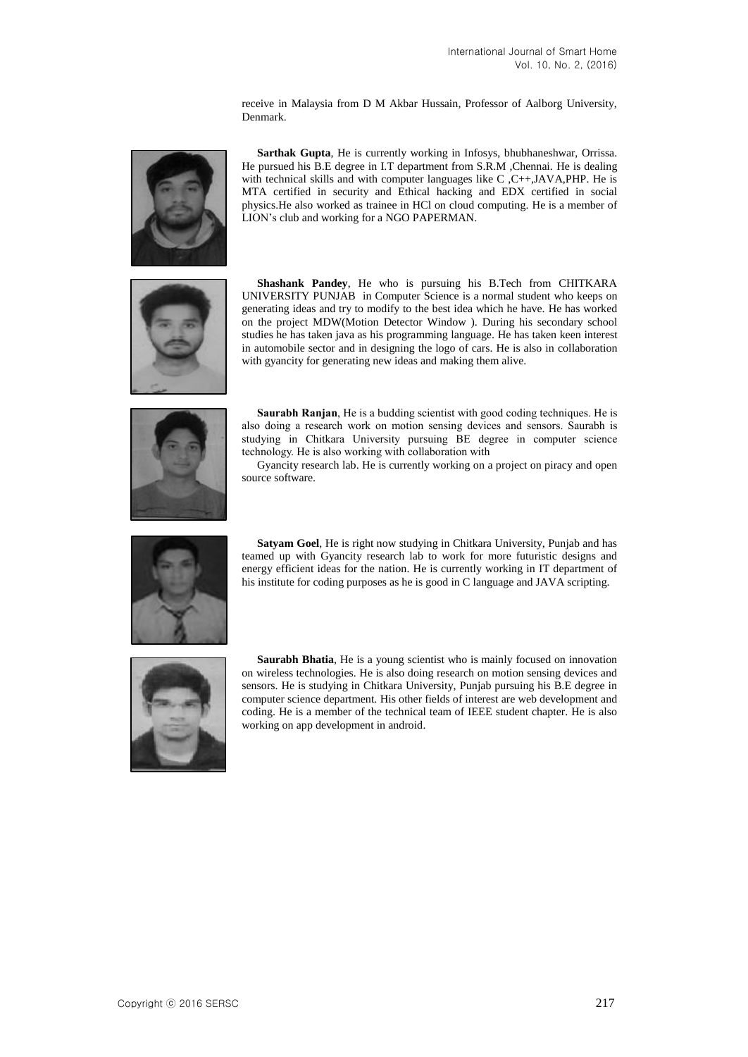receive in Malaysia from D M Akbar Hussain, Professor of Aalborg University, Denmark.

**Sarthak Gupta**, He is currently working in Infosys, bhubhaneshwar, Orrissa. He pursued his B.E degree in I.T department from S.R.M ,Chennai. He is dealing with technical skills and with computer languages like C ,C++,JAVA,PHP. He is MTA certified in security and Ethical hacking and EDX certified in social physics.He also worked as trainee in HCl on cloud computing. He is a member of LION's club and working for a NGO PAPERMAN.

**Shashank Pandey**, He who is pursuing his B.Tech from CHITKARA UNIVERSITY PUNJAB in Computer Science is a normal student who keeps on generating ideas and try to modify to the best idea which he have. He has worked on the project MDW(Motion Detector Window ). During his secondary school studies he has taken java as his programming language. He has taken keen interest in automobile sector and in designing the logo of cars. He is also in collaboration with gyancity for generating new ideas and making them alive.

**Saurabh Ranjan**, He is a budding scientist with good coding techniques. He is also doing a research work on motion sensing devices and sensors. Saurabh is studying in Chitkara University pursuing BE degree in computer science technology. He is also working with collaboration with

Gyancity research lab. He is currently working on a project on piracy and open source software.

**Satyam Goel**, He is right now studying in Chitkara University, Punjab and has teamed up with Gyancity research lab to work for more futuristic designs and energy efficient ideas for the nation. He is currently working in IT department of his institute for coding purposes as he is good in C language and JAVA scripting.

**Saurabh Bhatia**, He is a young scientist who is mainly focused on innovation on wireless technologies. He is also doing research on motion sensing devices and sensors. He is studying in Chitkara University, Punjab pursuing his B.E degree in computer science department. His other fields of interest are web development and coding. He is a member of the technical team of IEEE student chapter. He is also working on app development in android.